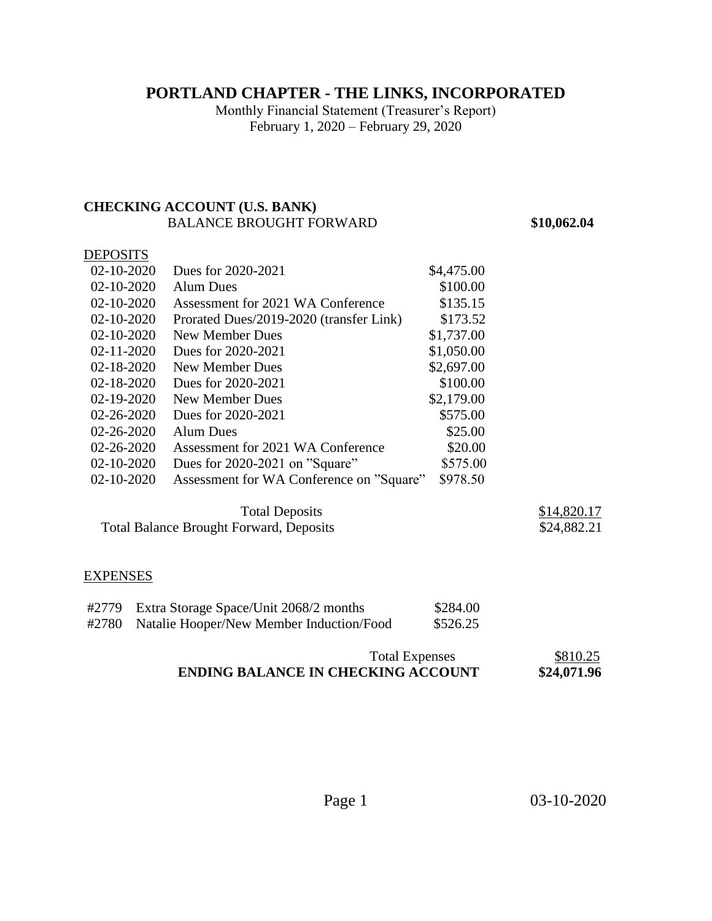# PORTLAND CHAPTER - THE LINKS, INCORPORATED

Monthly Financial Statement (Treasurer's Report)
February 1, 2020 – February 29, 2020

**CHECKING ACCOUNT (U.S. BANK)**

| | | | |
|---|---|---|---|
| | BALANCE BROUGHT FORWARD | | **$10,062.04** |

**DEPOSITS**

| Date | Description | Amount | Total |
|---|---|---|---|
| 02-10-2020 | Dues for 2020-2021 | $4,475.00 | |
| 02-10-2020 | Alum Dues | $100.00 | |
| 02-10-2020 | Assessment for 2021 WA Conference | $135.15 | |
| 02-10-2020 | Prorated Dues/2019-2020 (transfer Link) | $173.52 | |
| 02-10-2020 | New Member Dues | $1,737.00 | |
| 02-11-2020 | Dues for 2020-2021 | $1,050.00 | |
| 02-18-2020 | New Member Dues | $2,697.00 | |
| 02-18-2020 | Dues for 2020-2021 | $100.00 | |
| 02-19-2020 | New Member Dues | $2,179.00 | |
| 02-26-2020 | Dues for 2020-2021 | $575.00 | |
| 02-26-2020 | Alum Dues | $25.00 | |
| 02-26-2020 | Assessment for 2021 WA Conference | $20.00 | |
| 02-10-2020 | Dues for 2020-2021 on "Square" | $575.00 | |
| 02-10-2020 | Assessment for WA Conference on "Square" | $978.50 | |
| | Total Deposits | | $14,820.17 |
| | Total Balance Brought Forward, Deposits | | $24,882.21 |

**EXPENSES**

| Check | Description | Amount | Total |
|---|---|---|---|
| #2779 | Extra Storage Space/Unit 2068/2 months | $284.00 | |
| #2780 | Natalie Hooper/New Member Induction/Food | $526.25 | |
| | Total Expenses | | $810.25 |
| | **ENDING BALANCE IN CHECKING ACCOUNT** | | **$24,071.96** |

03-10-2020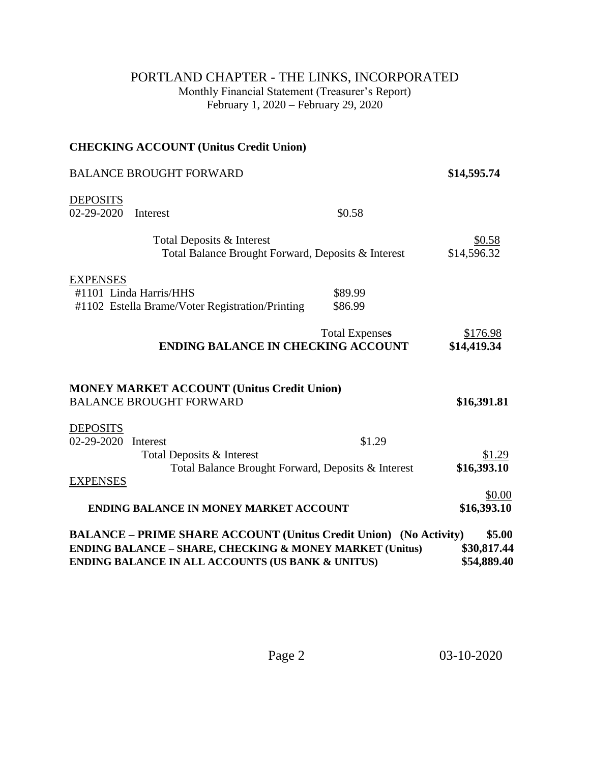# PORTLAND CHAPTER - THE LINKS, INCORPORATED

Monthly Financial Statement (Treasurer's Report)
February 1, 2020 – February 29, 2020

## CHECKING ACCOUNT (Unitus Credit Union)

| | | |
|---|---|---|
| BALANCE BROUGHT FORWARD | | **$14,595.74** |
| DEPOSITS | | |
| 02-29-2020 Interest | $0.58 | |
| Total Deposits & Interest | | $0.58 |
| Total Balance Brought Forward, Deposits & Interest | | $14,596.32 |
| EXPENSES | | |
| #1101 Linda Harris/HHS | $89.99 | |
| #1102 Estella Brame/Voter Registration/Printing | $86.99 | |
| | Total Expenses | $176.98 |
| **ENDING BALANCE IN CHECKING ACCOUNT** | | **$14,419.34** |

## MONEY MARKET ACCOUNT (Unitus Credit Union)

| | | |
|---|---|---|
| BALANCE BROUGHT FORWARD | | **$16,391.81** |
| DEPOSITS | | |
| 02-29-2020 Interest | $1.29 | |
| Total Deposits & Interest | | $1.29 |
| Total Balance Brought Forward, Deposits & Interest | | **$16,393.10** |
| EXPENSES | | $0.00 |
| **ENDING BALANCE IN MONEY MARKET ACCOUNT** | | **$16,393.10** |

| | |
|---|---|
| **BALANCE – PRIME SHARE ACCOUNT (Unitus Credit Union) (No Activity)** | **$5.00** |
| **ENDING BALANCE – SHARE, CHECKING & MONEY MARKET (Unitus)** | **$30,817.44** |
| **ENDING BALANCE IN ALL ACCOUNTS (US BANK & UNITUS)** | **$54,889.40** |

03-10-2020